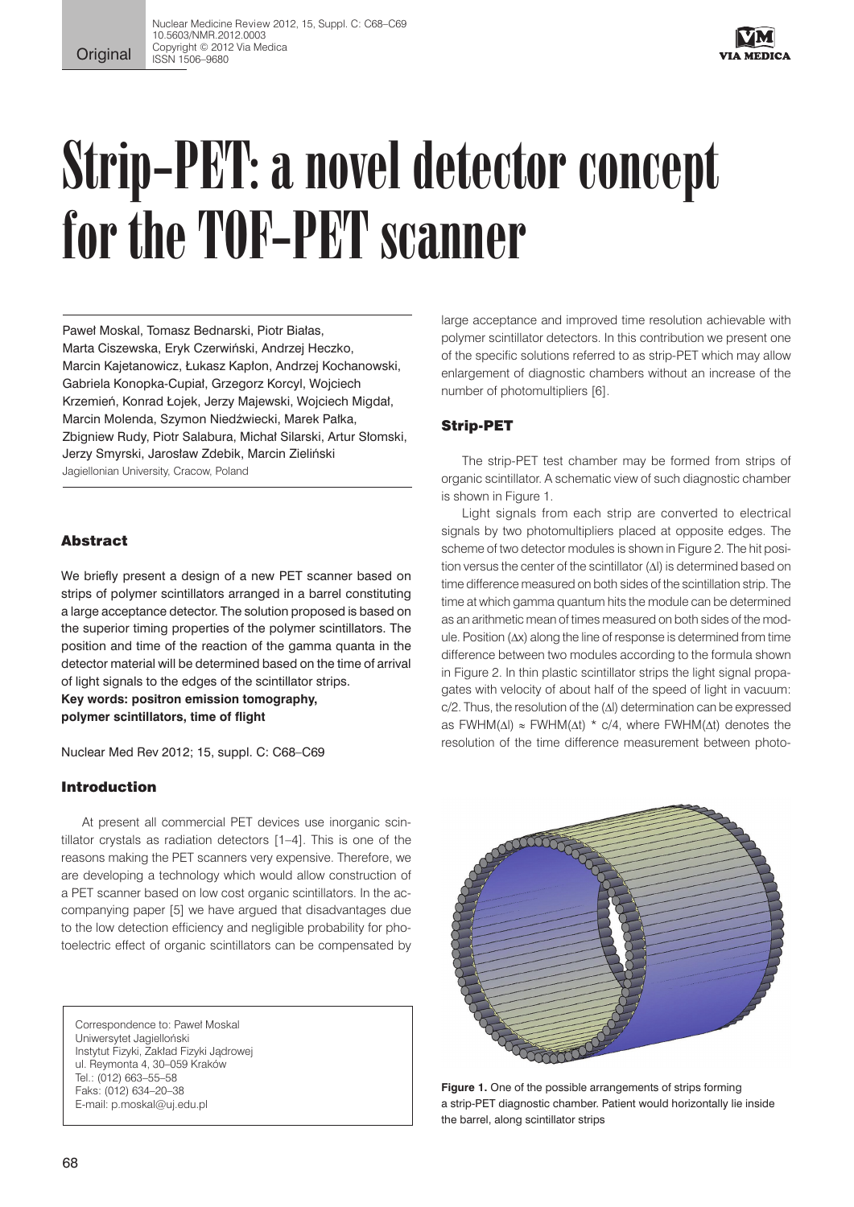Original

# Strip-PET: a novel detector concept for the TOF-PET scanner

Paweł Moskal, Tomasz Bednarski, Piotr Białas, Marta Ciszewska, Eryk Czerwiński, Andrzej Heczko, Marcin Kajetanowicz, Łukasz Kapłon, Andrzej Kochanowski, Gabriela Konopka-Cupiał, Grzegorz Korcyl, Wojciech Krzemień, Konrad Łojek, Jerzy Majewski, Wojciech Migdał, Marcin Molenda, Szymon Niedźwiecki, Marek Pałka, Zbigniew Rudy, Piotr Salabura, Michał Silarski, Artur Słomski, Jerzy Smyrski, Jarosław Zdebik, Marcin Zieliński

Jagiellonian University, Cracow, Poland

## Abstract

We briefly present a design of a new PET scanner based on strips of polymer scintillators arranged in a barrel constituting a large acceptance detector. The solution proposed is based on the superior timing properties of the polymer scintillators. The position and time of the reaction of the gamma quanta in the detector material will be determined based on the time of arrival of light signals to the edges of the scintillator strips.

**Key words: positron emission tomography, polymer scintillators, time of flight**

Nuclear Med Rev 2012; 15, suppl. C: C68–C69

## Introduction

At present all commercial PET devices use inorganic scintillator crystals as radiation detectors [1–4]. This is one of the reasons making the PET scanners very expensive. Therefore, we are developing a technology which would allow construction of a PET scanner based on low cost organic scintillators. In the accompanying paper [5] we have argued that disadvantages due to the low detection efficiency and negligible probability for photoelectric effect of organic scintillators can be compensated by large acceptance and improved time resolution achievable with polymer scintillator detectors. In this contribution we present one of the specific solutions referred to as strip-PET which may allow enlargement of diagnostic chambers without an increase of the number of photomultipliers [6].

## Strip-PET

The strip-PET test chamber may be formed from strips of organic scintillator. A schematic view of such diagnostic chamber is shown in Figure 1.

Light signals from each strip are converted to electrical signals by two photomultipliers placed at opposite edges. The scheme of two detector modules is shown in Figure 2. The hit position versus the center of the scintillator ($\Delta l$) is determined based on time difference measured on both sides of the scintillation strip. The time at which gamma quantum hits the module can be determined as an arithmetic mean of times measured on both sides of the module. Position ($\Delta x$) along the line of response is determined from time difference between two modules according to the formula shown in Figure 2. In thin plastic scintillator strips the light signal propagates with velocity of about half of the speed of light in vacuum: c/2. Thus, the resolution of the ($\Delta l$) determination can be expressed as $\text{FWHM}(\Delta l) \approx \text{FWHM}(\Delta t) * c/4$, where $\text{FWHM}(\Delta t)$ denotes the resolution of the time difference measurement between photo-

**Figure 1.** One of the possible arrangements of strips forming a strip-PET diagnostic chamber. Patient would horizontally lie inside the barrel, along scintillator strips

Correspondence to: Paweł Moskal
Uniwersytet Jagielloński
Instytut Fizyki, Zakład Fizyki Jądrowej
ul. Reymonta 4, 30–059 Kraków
Tel.: (012) 663–55–58
Faks: (012) 634–20–38
E-mail: p.moskal@uj.edu.pl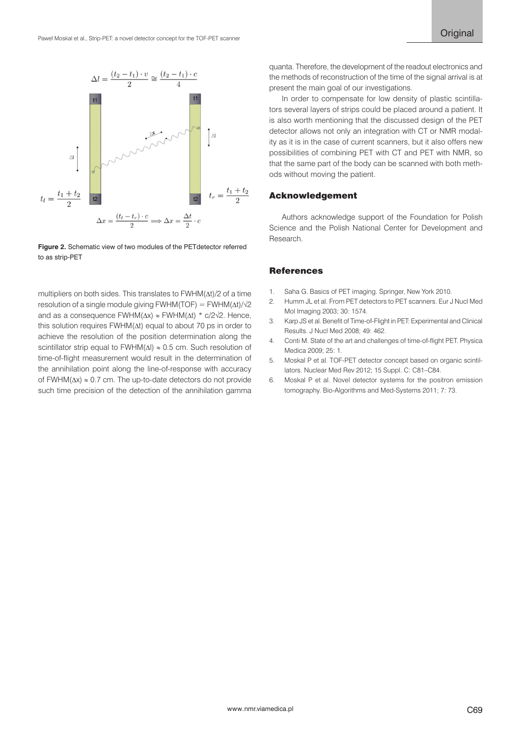$$\Delta l = \frac{(t_2 - t_1) \cdot v}{2} \cong \frac{(t_2 - t_1) \cdot c}{4}$$

t1

t1

$\Delta l$

$\Delta l$

$t_l = \frac{t_1 + t_2}{2}$

t2

t2

$t_r = \frac{t_1 + t_2}{2}$

$$\Delta x = \frac{(t_l - t_r) \cdot c}{2} \Longrightarrow \Delta x = \frac{\Delta t}{2} \cdot c$$

**Figure 2.** Schematic view of two modules of the PETdetector referred to as strip-PET

multipliers on both sides. This translates to FWHM($\Delta$t)/2 of a time resolution of a single module giving FWHM(TOF) = FWHM($\Delta$t)/$\sqrt{2}$ and as a consequence FWHM($\Delta$x) ≈ FWHM($\Delta$t) * c/2$\sqrt{2}$. Hence, this solution requires FWHM($\Delta$t) equal to about 70 ps in order to achieve the resolution of the position determination along the scintillator strip equal to FWHM($\Delta$l) ≈ 0.5 cm. Such resolution of time-of-flight measurement would result in the determination of the annihilation point along the line-of-response with accuracy of FWHM($\Delta$x) ≈ 0.7 cm. The up-to-date detectors do not provide such time precision of the detection of the annihilation gamma quanta. Therefore, the development of the readout electronics and the methods of reconstruction of the time of the signal arrival is at present the main goal of our investigations.

In order to compensate for low density of plastic scintillators several layers of strips could be placed around a patient. It is also worth mentioning that the discussed design of the PET detector allows not only an integration with CT or NMR modality as it is in the case of current scanners, but it also offers new possibilities of combining PET with CT and PET with NMR, so that the same part of the body can be scanned with both methods without moving the patient.

## Acknowledgement

Authors acknowledge support of the Foundation for Polish Science and the Polish National Center for Development and Research.

## References

1. Saha G. Basics of PET imaging. Springer, New York 2010.
2. Humm JL et al. From PET detectors to PET scanners. Eur J Nucl Med Mol Imaging 2003; 30: 1574.
3. Karp JS et al. Benefit of Time-of-Flight in PET: Experimental and Clinical Results. J Nucl Med 2008; 49: 462.
4. Conti M. State of the art and challenges of time-of-flight PET. Physica Medica 2009; 25: 1.
5. Moskal P et al. TOF-PET detector concept based on organic scintillators. Nuclear Med Rev 2012; 15 Suppl. C: C81–C84.
6. Moskal P et al. Novel detector systems for the positron emission tomography. Bio-Algorithms and Med-Systems 2011; 7: 73.